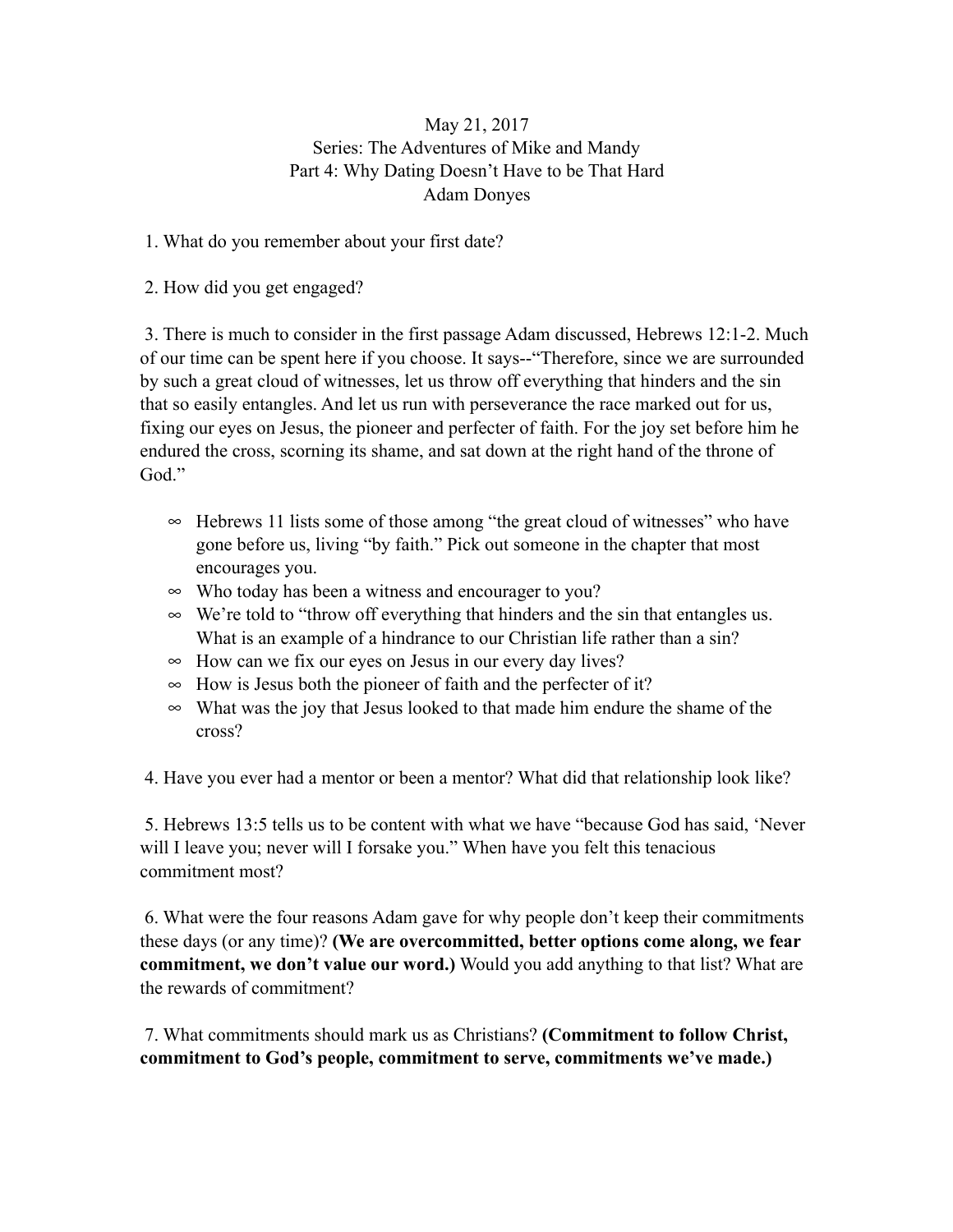May 21, 2017
Series: The Adventures of Mike and Mandy
Part 4: Why Dating Doesn't Have to be That Hard
Adam Donyes

1. What do you remember about your first date?

2. How did you get engaged?

3. There is much to consider in the first passage Adam discussed, Hebrews 12:1-2. Much of our time can be spent here if you choose. It says--"Therefore, since we are surrounded by such a great cloud of witnesses, let us throw off everything that hinders and the sin that so easily entangles. And let us run with perseverance the race marked out for us, fixing our eyes on Jesus, the pioneer and perfecter of faith. For the joy set before him he endured the cross, scorning its shame, and sat down at the right hand of the throne of God."

- Hebrews 11 lists some of those among "the great cloud of witnesses" who have gone before us, living "by faith." Pick out someone in the chapter that most encourages you.
- Who today has been a witness and encourager to you?
- We're told to "throw off everything that hinders and the sin that entangles us. What is an example of a hindrance to our Christian life rather than a sin?
- How can we fix our eyes on Jesus in our every day lives?
- How is Jesus both the pioneer of faith and the perfecter of it?
- What was the joy that Jesus looked to that made him endure the shame of the cross?

4. Have you ever had a mentor or been a mentor? What did that relationship look like?

5. Hebrews 13:5 tells us to be content with what we have "because God has said, 'Never will I leave you; never will I forsake you." When have you felt this tenacious commitment most?

6. What were the four reasons Adam gave for why people don't keep their commitments these days (or any time)? **(We are overcommitted, better options come along, we fear commitment, we don't value our word.)** Would you add anything to that list? What are the rewards of commitment?

7. What commitments should mark us as Christians? **(Commitment to follow Christ, commitment to God's people, commitment to serve, commitments we've made.)**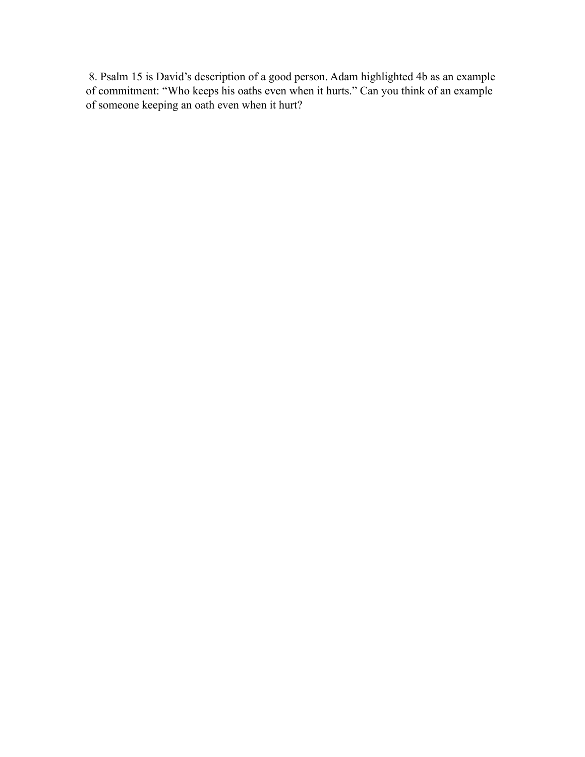8. Psalm 15 is David’s description of a good person. Adam highlighted 4b as an example of commitment: “Who keeps his oaths even when it hurts.” Can you think of an example of someone keeping an oath even when it hurt?